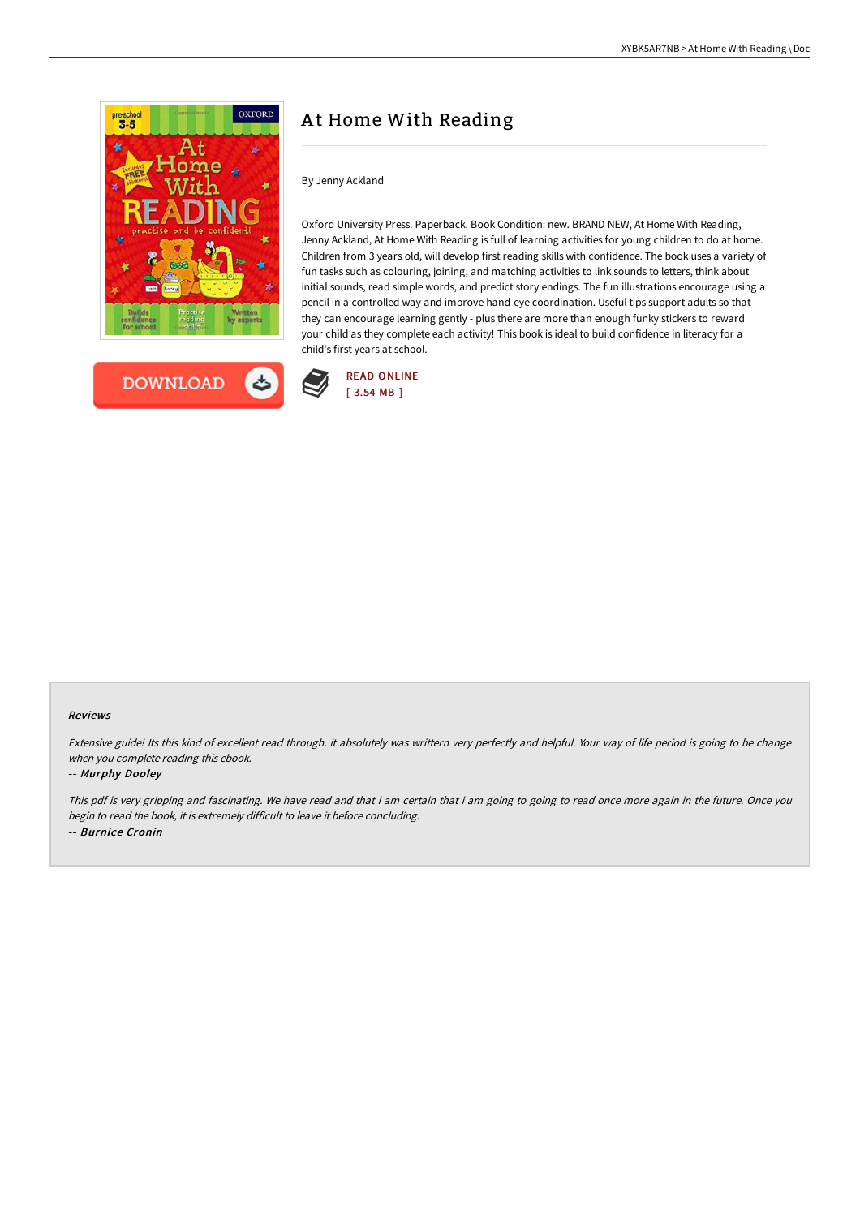# At Home With Reading

By Jenny Ackland

Oxford University Press. Paperback. Book Condition: new. BRAND NEW, At Home With Reading, Jenny Ackland, At Home With Reading is full of learning activities for young children to do at home. Children from 3 years old, will develop first reading skills with confidence. The book uses a variety of fun tasks such as colouring, joining, and matching activities to link sounds to letters, think about initial sounds, read simple words, and predict story endings. The fun illustrations encourage using a pencil in a controlled way and improve hand-eye coordination. Useful tips support adults so that they can encourage learning gently - plus there are more than enough funky stickers to reward your child as they complete each activity! This book is ideal to build confidence in literacy for a child's first years at school.

DOWNLOAD

READ ONLINE
[ 3.54 MB ]

### Reviews

*Extensive guide! Its this kind of excellent read through. it absolutely was writtern very perfectly and helpful. Your way of life period is going to be change when you complete reading this ebook.*

-- ***Murphy Dooley***

*This pdf is very gripping and fascinating. We have read and that i am certain that i am going to going to read once more again in the future. Once you begin to read the book, it is extremely difficult to leave it before concluding.*

-- ***Burnice Cronin***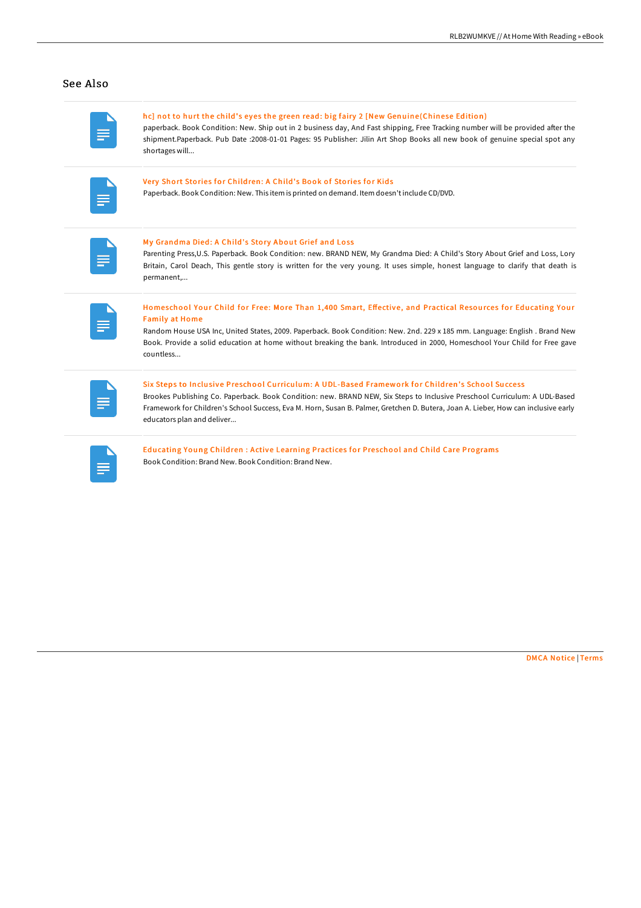## See Also

**hc] not to hurt the child's eyes the green read: big fairy 2 [New Genuine(Chinese Edition)**

paperback. Book Condition: New. Ship out in 2 business day, And Fast shipping, Free Tracking number will be provided after the shipment.Paperback. Pub Date :2008-01-01 Pages: 95 Publisher: Jilin Art Shop Books all new book of genuine special spot any shortages will...

**Very Short Stories for Children: A Child's Book of Stories for Kids**

Paperback. Book Condition: New. This item is printed on demand. Item doesn't include CD/DVD.

**My Grandma Died: A Child's Story About Grief and Loss**

Parenting Press,U.S. Paperback. Book Condition: new. BRAND NEW, My Grandma Died: A Child's Story About Grief and Loss, Lory Britain, Carol Deach, This gentle story is written for the very young. It uses simple, honest language to clarify that death is permanent,...

**Homeschool Your Child for Free: More Than 1,400 Smart, Effective, and Practical Resources for Educating Your Family at Home**

Random House USA Inc, United States, 2009. Paperback. Book Condition: New. 2nd. 229 x 185 mm. Language: English . Brand New Book. Provide a solid education at home without breaking the bank. Introduced in 2000, Homeschool Your Child for Free gave countless...

**Six Steps to Inclusive Preschool Curriculum: A UDL-Based Framework for Children's School Success**

Brookes Publishing Co. Paperback. Book Condition: new. BRAND NEW, Six Steps to Inclusive Preschool Curriculum: A UDL-Based Framework for Children's School Success, Eva M. Horn, Susan B. Palmer, Gretchen D. Butera, Joan A. Lieber, How can inclusive early educators plan and deliver...

**Educating Young Children : Active Learning Practices for Preschool and Child Care Programs**

Book Condition: Brand New. Book Condition: Brand New.